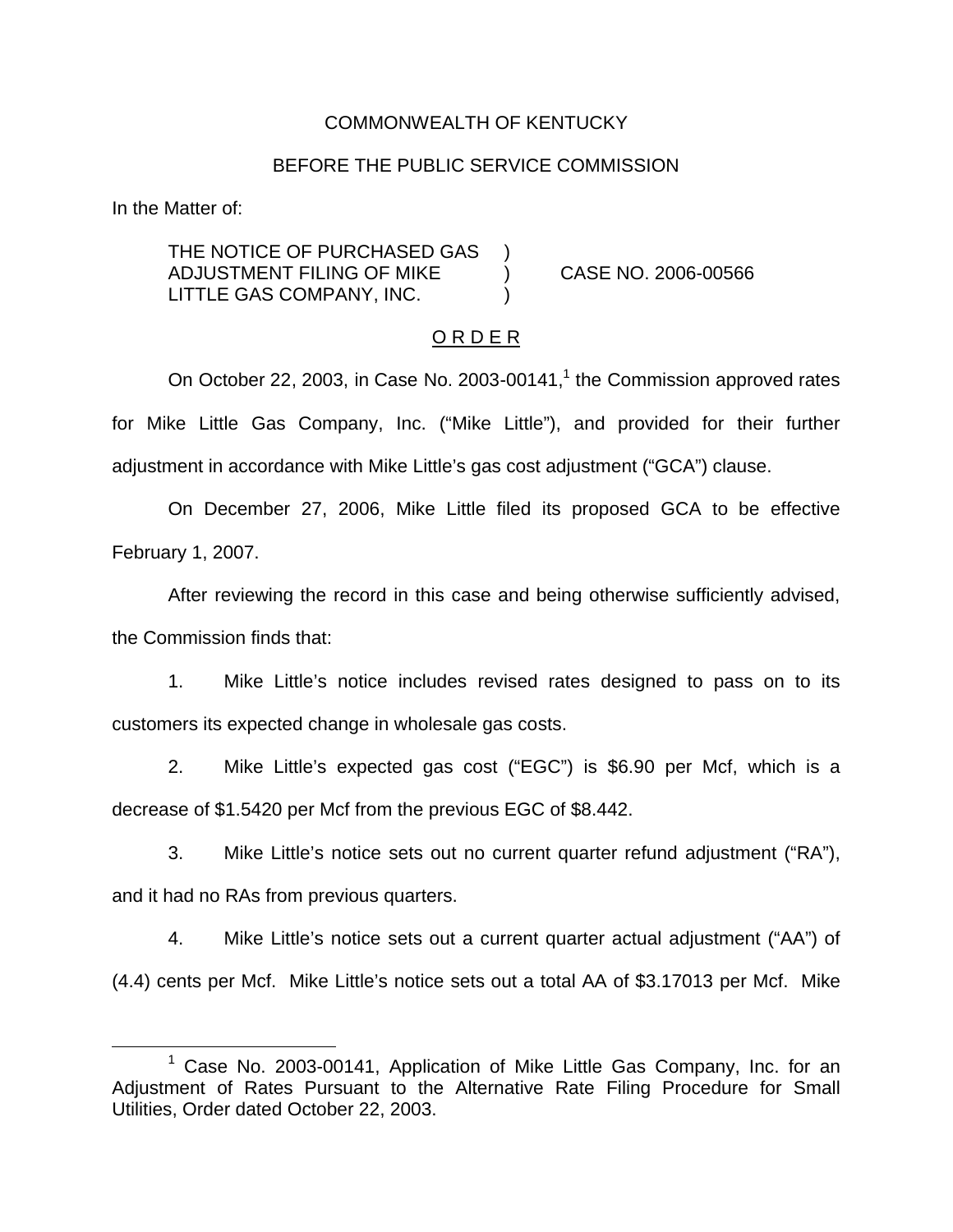COMMONWEALTH OF KENTUCKY

BEFORE THE PUBLIC SERVICE COMMISSION

In the Matter of:

THE NOTICE OF PURCHASED GAS ADJUSTMENT FILING OF MIKE LITTLE GAS COMPANY, INC. ) CASE NO. 2006-00566

O R D E R

On October 22, 2003, in Case No. 2003-00141,[1] the Commission approved rates for Mike Little Gas Company, Inc. ("Mike Little"), and provided for their further adjustment in accordance with Mike Little's gas cost adjustment ("GCA") clause.

On December 27, 2006, Mike Little filed its proposed GCA to be effective February 1, 2007.

After reviewing the record in this case and being otherwise sufficiently advised, the Commission finds that:

1. Mike Little's notice includes revised rates designed to pass on to its customers its expected change in wholesale gas costs.

2. Mike Little's expected gas cost ("EGC") is $6.90 per Mcf, which is a decrease of $1.5420 per Mcf from the previous EGC of $8.442.

3. Mike Little's notice sets out no current quarter refund adjustment ("RA"), and it had no RAs from previous quarters.

4. Mike Little's notice sets out a current quarter actual adjustment ("AA") of (4.4) cents per Mcf. Mike Little's notice sets out a total AA of $3.17013 per Mcf. Mike

[1] Case No. 2003-00141, Application of Mike Little Gas Company, Inc. for an Adjustment of Rates Pursuant to the Alternative Rate Filing Procedure for Small Utilities, Order dated October 22, 2003.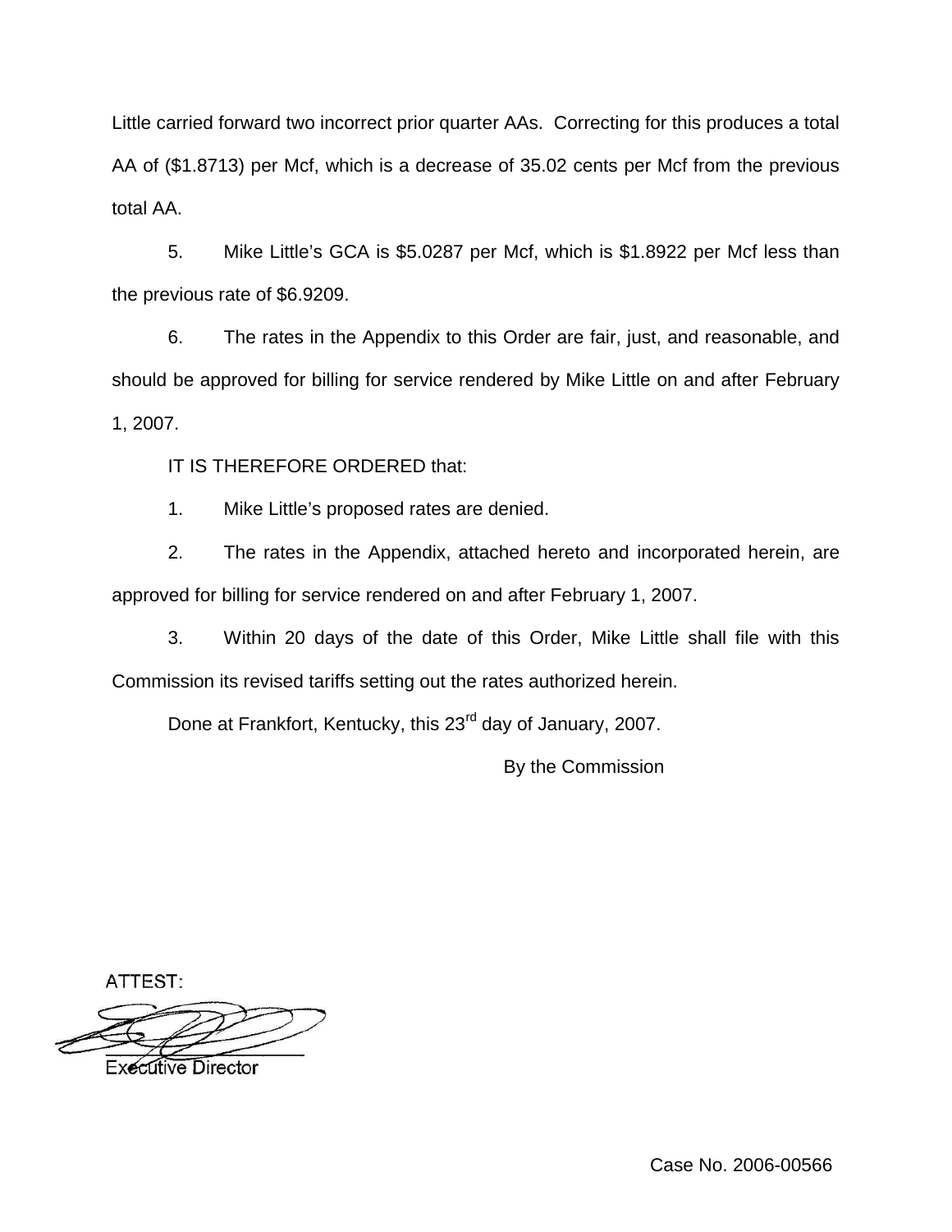Little carried forward two incorrect prior quarter AAs. Correcting for this produces a total AA of ($1.8713) per Mcf, which is a decrease of 35.02 cents per Mcf from the previous total AA.

5. Mike Little's GCA is $5.0287 per Mcf, which is $1.8922 per Mcf less than the previous rate of $6.9209.

6. The rates in the Appendix to this Order are fair, just, and reasonable, and should be approved for billing for service rendered by Mike Little on and after February 1, 2007.

IT IS THEREFORE ORDERED that:

1. Mike Little's proposed rates are denied.

2. The rates in the Appendix, attached hereto and incorporated herein, are approved for billing for service rendered on and after February 1, 2007.

3. Within 20 days of the date of this Order, Mike Little shall file with this Commission its revised tariffs setting out the rates authorized herein.

Done at Frankfort, Kentucky, this 23rd day of January, 2007.

By the Commission

ATTEST:

Executive Director

Case No. 2006-00566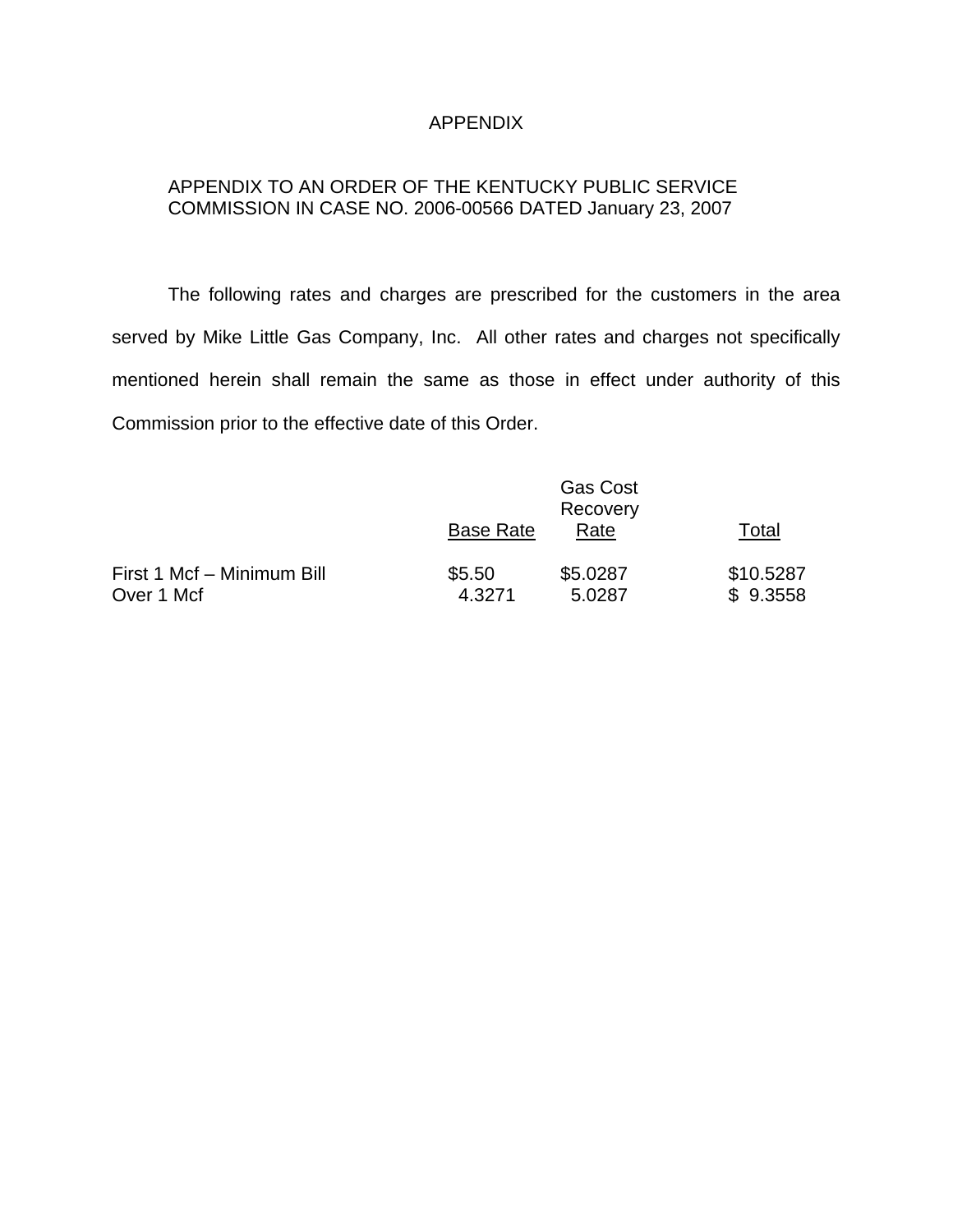APPENDIX

APPENDIX TO AN ORDER OF THE KENTUCKY PUBLIC SERVICE COMMISSION IN CASE NO. 2006-00566 DATED January 23, 2007

The following rates and charges are prescribed for the customers in the area served by Mike Little Gas Company, Inc. All other rates and charges not specifically mentioned herein shall remain the same as those in effect under authority of this Commission prior to the effective date of this Order.

| | Base Rate | Gas Cost Recovery Rate | Total |
|---|---|---|---|
| First 1 Mcf – Minimum Bill | $5.50 | $5.0287 | $10.5287 |
| Over 1 Mcf | 4.3271 | 5.0287 | $ 9.3558 |